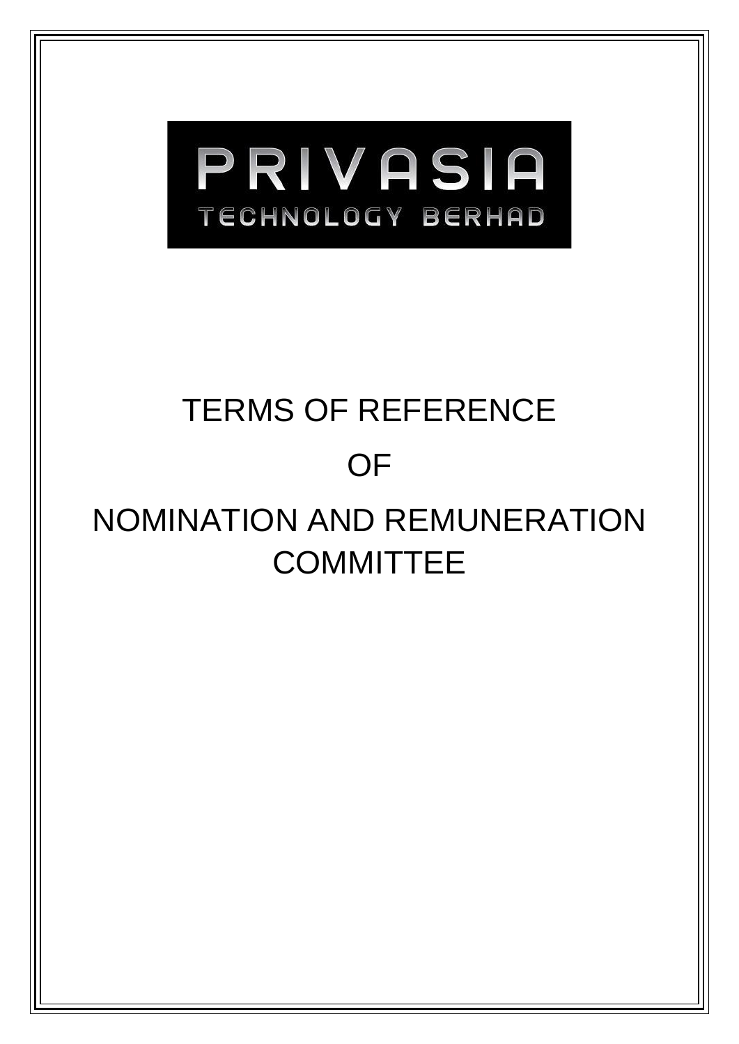PRIVASIA

TECHNOLOGY BERHAD

# TERMS OF REFERENCE

# OF

# NOMINATION AND REMUNERATION COMMITTEE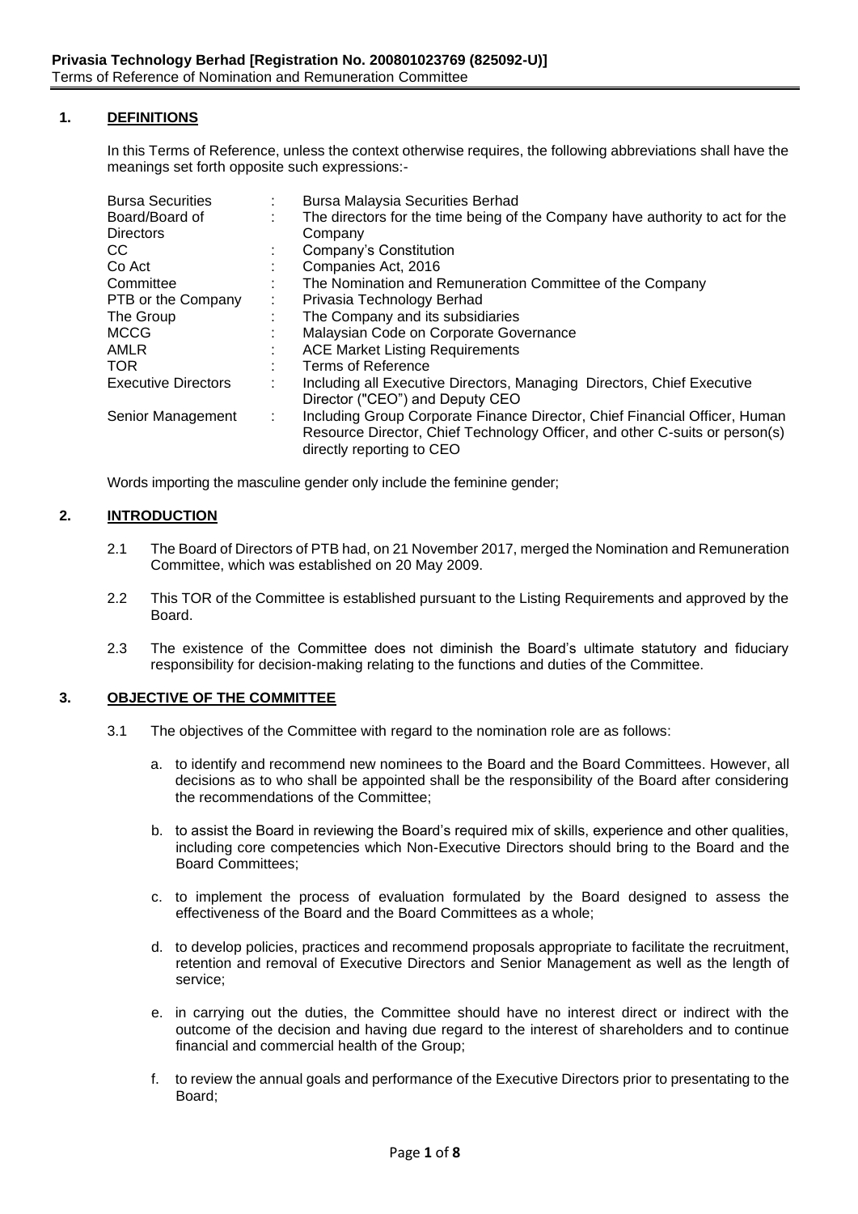## 1. DEFINITIONS

In this Terms of Reference, unless the context otherwise requires, the following abbreviations shall have the meanings set forth opposite such expressions:-

| | | |
|---|---|---|
| Bursa Securities | : | Bursa Malaysia Securities Berhad |
| Board/Board of Directors | : | The directors for the time being of the Company have authority to act for the Company |
| CC | : | Company's Constitution |
| Co Act | : | Companies Act, 2016 |
| Committee | : | The Nomination and Remuneration Committee of the Company |
| PTB or the Company | : | Privasia Technology Berhad |
| The Group | : | The Company and its subsidiaries |
| MCCG | : | Malaysian Code on Corporate Governance |
| AMLR | : | ACE Market Listing Requirements |
| TOR | : | Terms of Reference |
| Executive Directors | : | Including all Executive Directors, Managing Directors, Chief Executive Director ("CEO") and Deputy CEO |
| Senior Management | : | Including Group Corporate Finance Director, Chief Financial Officer, Human Resource Director, Chief Technology Officer, and other C-suits or person(s) directly reporting to CEO |

Words importing the masculine gender only include the feminine gender;

## 2. INTRODUCTION

2.1 The Board of Directors of PTB had, on 21 November 2017, merged the Nomination and Remuneration Committee, which was established on 20 May 2009.

2.2 This TOR of the Committee is established pursuant to the Listing Requirements and approved by the Board.

2.3 The existence of the Committee does not diminish the Board's ultimate statutory and fiduciary responsibility for decision-making relating to the functions and duties of the Committee.

## 3. OBJECTIVE OF THE COMMITTEE

3.1 The objectives of the Committee with regard to the nomination role are as follows:

a. to identify and recommend new nominees to the Board and the Board Committees. However, all decisions as to who shall be appointed shall be the responsibility of the Board after considering the recommendations of the Committee;

b. to assist the Board in reviewing the Board's required mix of skills, experience and other qualities, including core competencies which Non-Executive Directors should bring to the Board and the Board Committees;

c. to implement the process of evaluation formulated by the Board designed to assess the effectiveness of the Board and the Board Committees as a whole;

d. to develop policies, practices and recommend proposals appropriate to facilitate the recruitment, retention and removal of Executive Directors and Senior Management as well as the length of service;

e. in carrying out the duties, the Committee should have no interest direct or indirect with the outcome of the decision and having due regard to the interest of shareholders and to continue financial and commercial health of the Group;

f. to review the annual goals and performance of the Executive Directors prior to presentating to the Board;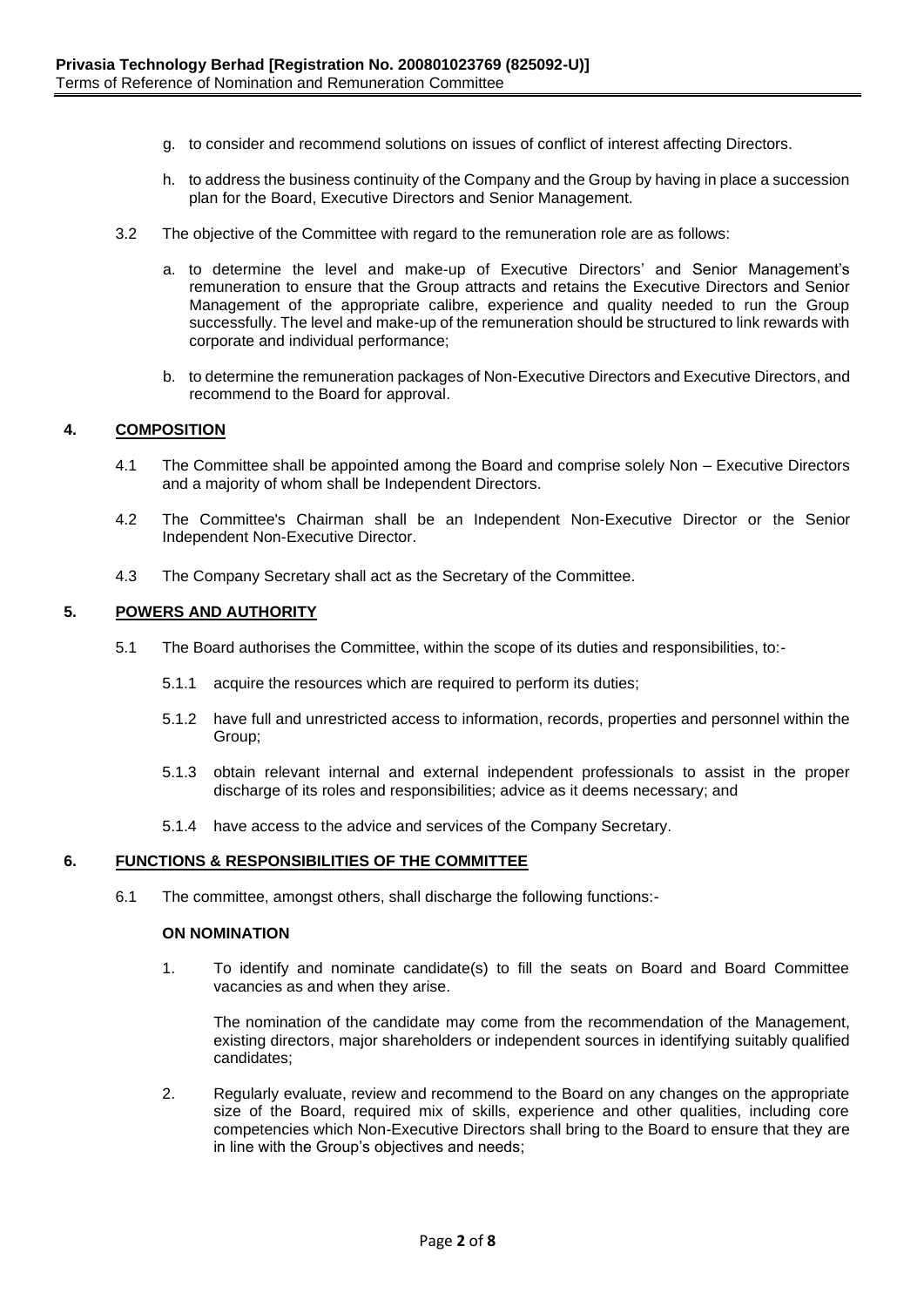g. to consider and recommend solutions on issues of conflict of interest affecting Directors.

h. to address the business continuity of the Company and the Group by having in place a succession plan for the Board, Executive Directors and Senior Management.

3.2 The objective of the Committee with regard to the remuneration role are as follows:

a. to determine the level and make-up of Executive Directors' and Senior Management's remuneration to ensure that the Group attracts and retains the Executive Directors and Senior Management of the appropriate calibre, experience and quality needed to run the Group successfully. The level and make-up of the remuneration should be structured to link rewards with corporate and individual performance;

b. to determine the remuneration packages of Non-Executive Directors and Executive Directors, and recommend to the Board for approval.

## 4. COMPOSITION

4.1 The Committee shall be appointed among the Board and comprise solely Non – Executive Directors and a majority of whom shall be Independent Directors.

4.2 The Committee's Chairman shall be an Independent Non-Executive Director or the Senior Independent Non-Executive Director.

4.3 The Company Secretary shall act as the Secretary of the Committee.

## 5. POWERS AND AUTHORITY

5.1 The Board authorises the Committee, within the scope of its duties and responsibilities, to:-

5.1.1 acquire the resources which are required to perform its duties;

5.1.2 have full and unrestricted access to information, records, properties and personnel within the Group;

5.1.3 obtain relevant internal and external independent professionals to assist in the proper discharge of its roles and responsibilities; advice as it deems necessary; and

5.1.4 have access to the advice and services of the Company Secretary.

## 6. FUNCTIONS & RESPONSIBILITIES OF THE COMMITTEE

6.1 The committee, amongst others, shall discharge the following functions:-

**ON NOMINATION**

1. To identify and nominate candidate(s) to fill the seats on Board and Board Committee vacancies as and when they arise.

   The nomination of the candidate may come from the recommendation of the Management, existing directors, major shareholders or independent sources in identifying suitably qualified candidates;

2. Regularly evaluate, review and recommend to the Board on any changes on the appropriate size of the Board, required mix of skills, experience and other qualities, including core competencies which Non-Executive Directors shall bring to the Board to ensure that they are in line with the Group's objectives and needs;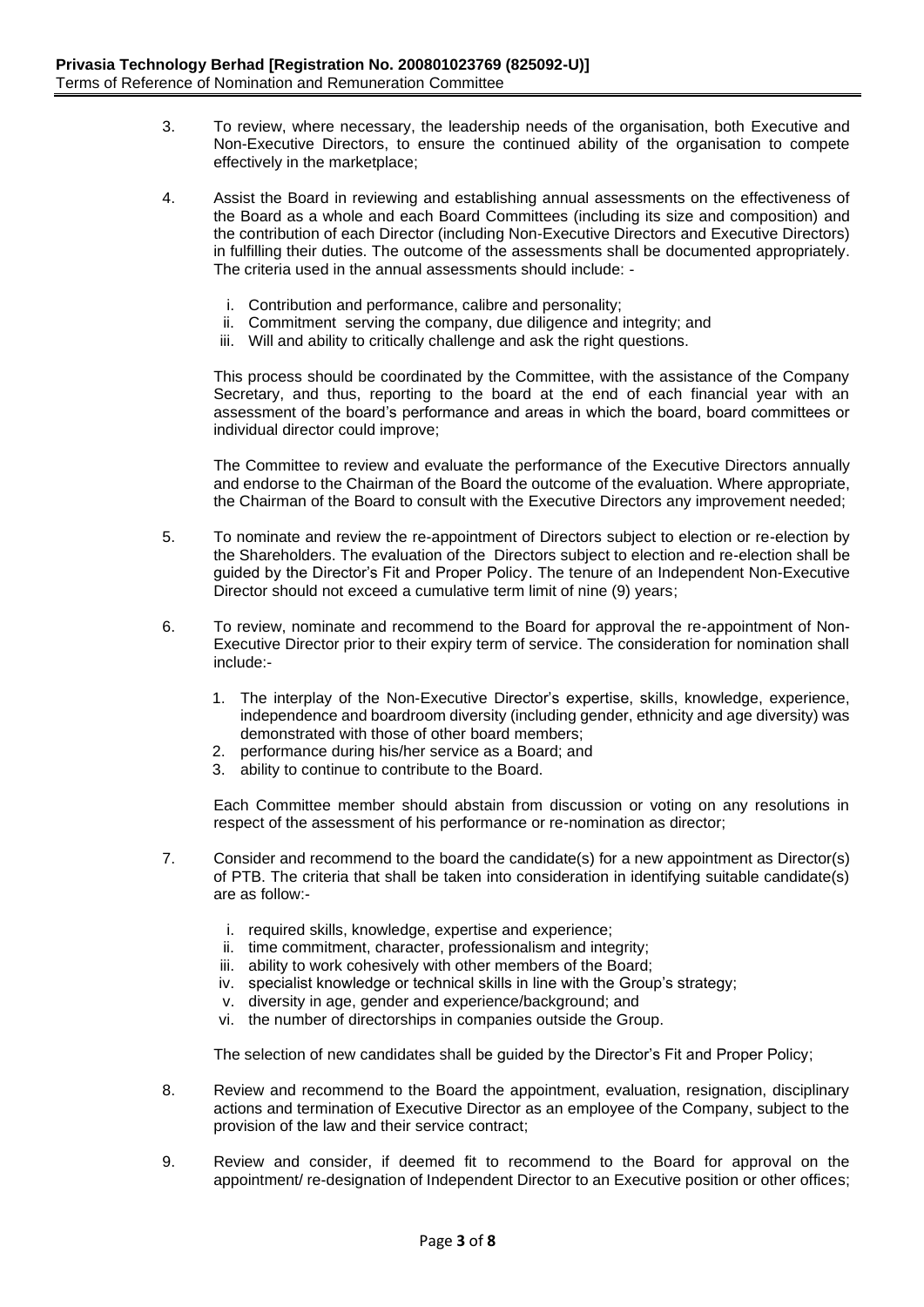3. To review, where necessary, the leadership needs of the organisation, both Executive and Non-Executive Directors, to ensure the continued ability of the organisation to compete effectively in the marketplace;

4. Assist the Board in reviewing and establishing annual assessments on the effectiveness of the Board as a whole and each Board Committees (including its size and composition) and the contribution of each Director (including Non-Executive Directors and Executive Directors) in fulfilling their duties. The outcome of the assessments shall be documented appropriately. The criteria used in the annual assessments should include: -

   i. Contribution and performance, calibre and personality;
   ii. Commitment serving the company, due diligence and integrity; and
   iii. Will and ability to critically challenge and ask the right questions.

   This process should be coordinated by the Committee, with the assistance of the Company Secretary, and thus, reporting to the board at the end of each financial year with an assessment of the board's performance and areas in which the board, board committees or individual director could improve;

   The Committee to review and evaluate the performance of the Executive Directors annually and endorse to the Chairman of the Board the outcome of the evaluation. Where appropriate, the Chairman of the Board to consult with the Executive Directors any improvement needed;

5. To nominate and review the re-appointment of Directors subject to election or re-election by the Shareholders. The evaluation of the Directors subject to election and re-election shall be guided by the Director's Fit and Proper Policy. The tenure of an Independent Non-Executive Director should not exceed a cumulative term limit of nine (9) years;

6. To review, nominate and recommend to the Board for approval the re-appointment of Non-Executive Director prior to their expiry term of service. The consideration for nomination shall include:-

   1. The interplay of the Non-Executive Director's expertise, skills, knowledge, experience, independence and boardroom diversity (including gender, ethnicity and age diversity) was demonstrated with those of other board members;
   2. performance during his/her service as a Board; and
   3. ability to continue to contribute to the Board.

   Each Committee member should abstain from discussion or voting on any resolutions in respect of the assessment of his performance or re-nomination as director;

7. Consider and recommend to the board the candidate(s) for a new appointment as Director(s) of PTB. The criteria that shall be taken into consideration in identifying suitable candidate(s) are as follow:-

   i. required skills, knowledge, expertise and experience;
   ii. time commitment, character, professionalism and integrity;
   iii. ability to work cohesively with other members of the Board;
   iv. specialist knowledge or technical skills in line with the Group's strategy;
   v. diversity in age, gender and experience/background; and
   vi. the number of directorships in companies outside the Group.

   The selection of new candidates shall be guided by the Director's Fit and Proper Policy;

8. Review and recommend to the Board the appointment, evaluation, resignation, disciplinary actions and termination of Executive Director as an employee of the Company, subject to the provision of the law and their service contract;

9. Review and consider, if deemed fit to recommend to the Board for approval on the appointment/ re-designation of Independent Director to an Executive position or other offices;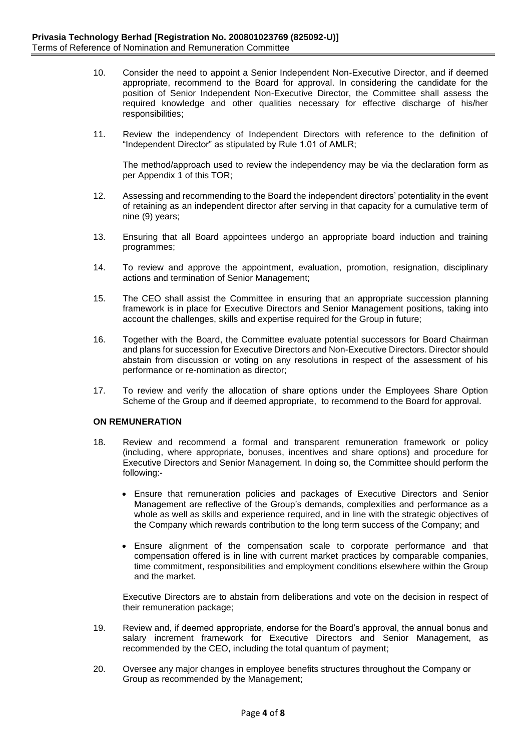10. Consider the need to appoint a Senior Independent Non-Executive Director, and if deemed appropriate, recommend to the Board for approval. In considering the candidate for the position of Senior Independent Non-Executive Director, the Committee shall assess the required knowledge and other qualities necessary for effective discharge of his/her responsibilities;

11. Review the independency of Independent Directors with reference to the definition of "Independent Director" as stipulated by Rule 1.01 of AMLR;

    The method/approach used to review the independency may be via the declaration form as per Appendix 1 of this TOR;

12. Assessing and recommending to the Board the independent directors' potentiality in the event of retaining as an independent director after serving in that capacity for a cumulative term of nine (9) years;

13. Ensuring that all Board appointees undergo an appropriate board induction and training programmes;

14. To review and approve the appointment, evaluation, promotion, resignation, disciplinary actions and termination of Senior Management;

15. The CEO shall assist the Committee in ensuring that an appropriate succession planning framework is in place for Executive Directors and Senior Management positions, taking into account the challenges, skills and expertise required for the Group in future;

16. Together with the Board, the Committee evaluate potential successors for Board Chairman and plans for succession for Executive Directors and Non-Executive Directors. Director should abstain from discussion or voting on any resolutions in respect of the assessment of his performance or re-nomination as director;

17. To review and verify the allocation of share options under the Employees Share Option Scheme of the Group and if deemed appropriate, to recommend to the Board for approval.

**ON REMUNERATION**

18. Review and recommend a formal and transparent remuneration framework or policy (including, where appropriate, bonuses, incentives and share options) and procedure for Executive Directors and Senior Management. In doing so, the Committee should perform the following:-

    - Ensure that remuneration policies and packages of Executive Directors and Senior Management are reflective of the Group's demands, complexities and performance as a whole as well as skills and experience required, and in line with the strategic objectives of the Company which rewards contribution to the long term success of the Company; and

    - Ensure alignment of the compensation scale to corporate performance and that compensation offered is in line with current market practices by comparable companies, time commitment, responsibilities and employment conditions elsewhere within the Group and the market.

    Executive Directors are to abstain from deliberations and vote on the decision in respect of their remuneration package;

19. Review and, if deemed appropriate, endorse for the Board's approval, the annual bonus and salary increment framework for Executive Directors and Senior Management, as recommended by the CEO, including the total quantum of payment;

20. Oversee any major changes in employee benefits structures throughout the Company or Group as recommended by the Management;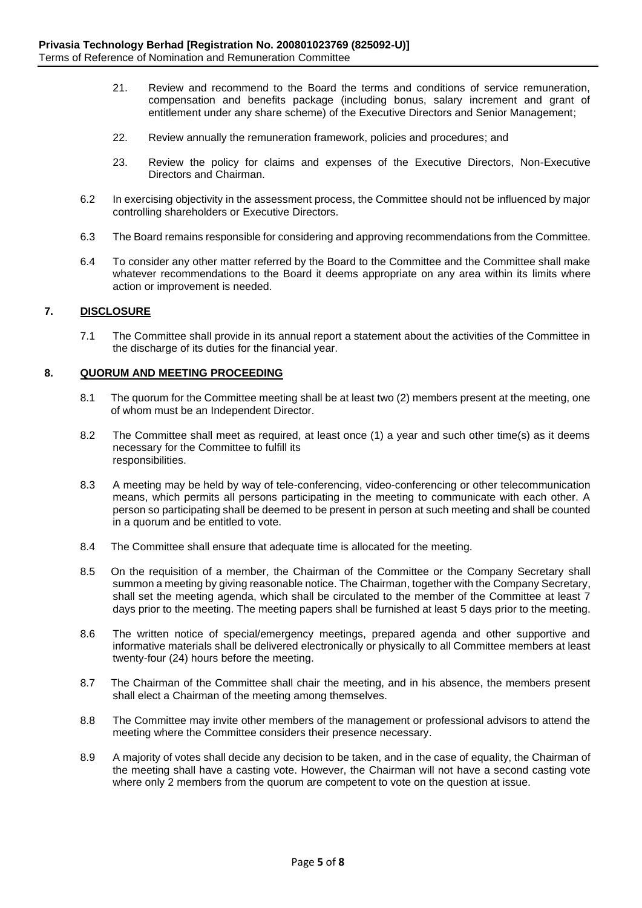21. Review and recommend to the Board the terms and conditions of service remuneration, compensation and benefits package (including bonus, salary increment and grant of entitlement under any share scheme) of the Executive Directors and Senior Management;

22. Review annually the remuneration framework, policies and procedures; and

23. Review the policy for claims and expenses of the Executive Directors, Non-Executive Directors and Chairman.

6.2 In exercising objectivity in the assessment process, the Committee should not be influenced by major controlling shareholders or Executive Directors.

6.3 The Board remains responsible for considering and approving recommendations from the Committee.

6.4 To consider any other matter referred by the Board to the Committee and the Committee shall make whatever recommendations to the Board it deems appropriate on any area within its limits where action or improvement is needed.

## 7. DISCLOSURE

7.1 The Committee shall provide in its annual report a statement about the activities of the Committee in the discharge of its duties for the financial year.

## 8. QUORUM AND MEETING PROCEEDING

8.1 The quorum for the Committee meeting shall be at least two (2) members present at the meeting, one of whom must be an Independent Director.

8.2 The Committee shall meet as required, at least once (1) a year and such other time(s) as it deems necessary for the Committee to fulfill its responsibilities.

8.3 A meeting may be held by way of tele-conferencing, video-conferencing or other telecommunication means, which permits all persons participating in the meeting to communicate with each other. A person so participating shall be deemed to be present in person at such meeting and shall be counted in a quorum and be entitled to vote.

8.4 The Committee shall ensure that adequate time is allocated for the meeting.

8.5 On the requisition of a member, the Chairman of the Committee or the Company Secretary shall summon a meeting by giving reasonable notice. The Chairman, together with the Company Secretary, shall set the meeting agenda, which shall be circulated to the member of the Committee at least 7 days prior to the meeting. The meeting papers shall be furnished at least 5 days prior to the meeting.

8.6 The written notice of special/emergency meetings, prepared agenda and other supportive and informative materials shall be delivered electronically or physically to all Committee members at least twenty-four (24) hours before the meeting.

8.7 The Chairman of the Committee shall chair the meeting, and in his absence, the members present shall elect a Chairman of the meeting among themselves.

8.8 The Committee may invite other members of the management or professional advisors to attend the meeting where the Committee considers their presence necessary.

8.9 A majority of votes shall decide any decision to be taken, and in the case of equality, the Chairman of the meeting shall have a casting vote. However, the Chairman will not have a second casting vote where only 2 members from the quorum are competent to vote on the question at issue.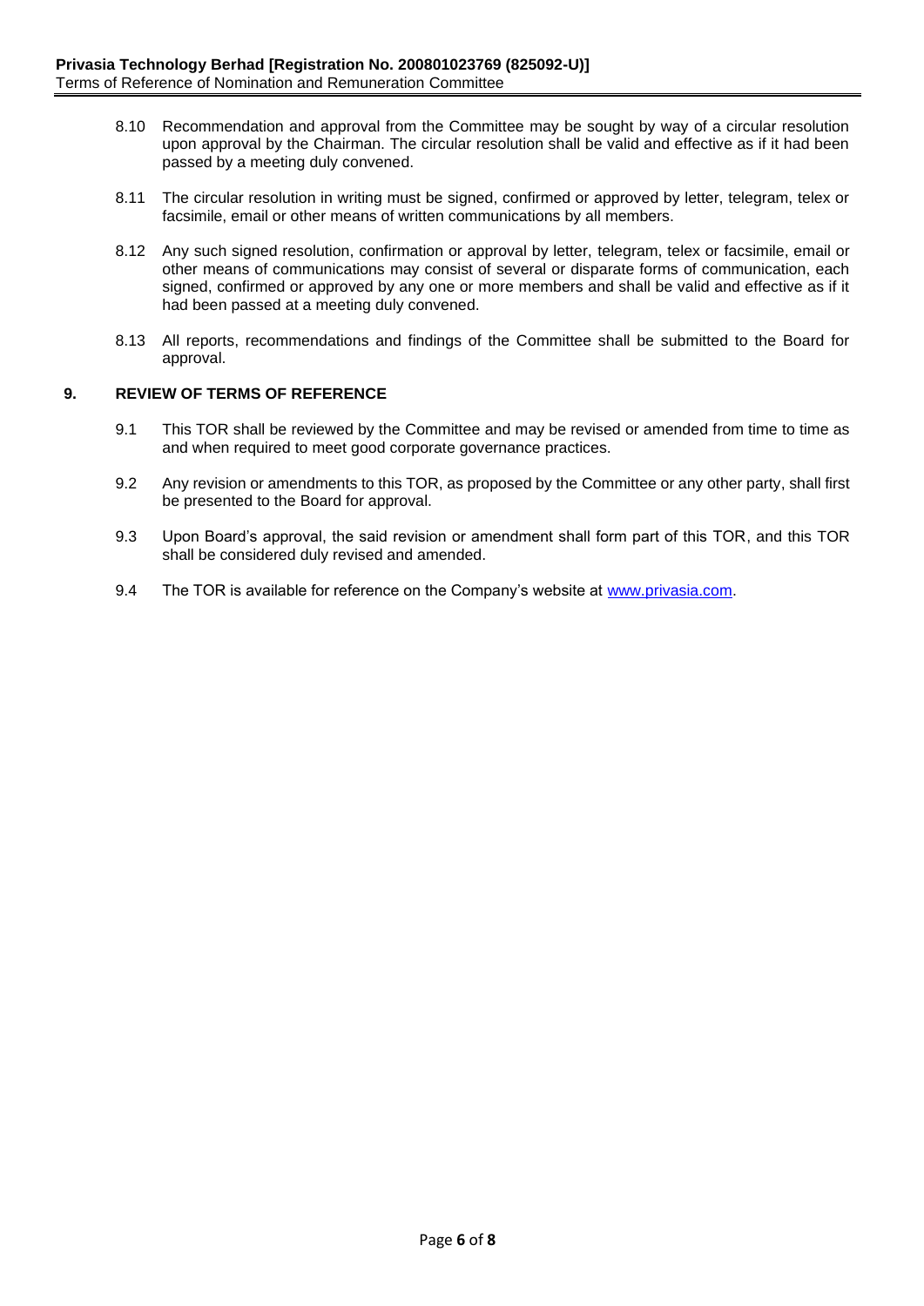8.10 Recommendation and approval from the Committee may be sought by way of a circular resolution upon approval by the Chairman. The circular resolution shall be valid and effective as if it had been passed by a meeting duly convened.

8.11 The circular resolution in writing must be signed, confirmed or approved by letter, telegram, telex or facsimile, email or other means of written communications by all members.

8.12 Any such signed resolution, confirmation or approval by letter, telegram, telex or facsimile, email or other means of communications may consist of several or disparate forms of communication, each signed, confirmed or approved by any one or more members and shall be valid and effective as if it had been passed at a meeting duly convened.

8.13 All reports, recommendations and findings of the Committee shall be submitted to the Board for approval.

## 9. REVIEW OF TERMS OF REFERENCE

9.1 This TOR shall be reviewed by the Committee and may be revised or amended from time to time as and when required to meet good corporate governance practices.

9.2 Any revision or amendments to this TOR, as proposed by the Committee or any other party, shall first be presented to the Board for approval.

9.3 Upon Board's approval, the said revision or amendment shall form part of this TOR, and this TOR shall be considered duly revised and amended.

9.4 The TOR is available for reference on the Company's website at [www.privasia.com](http://www.privasia.com).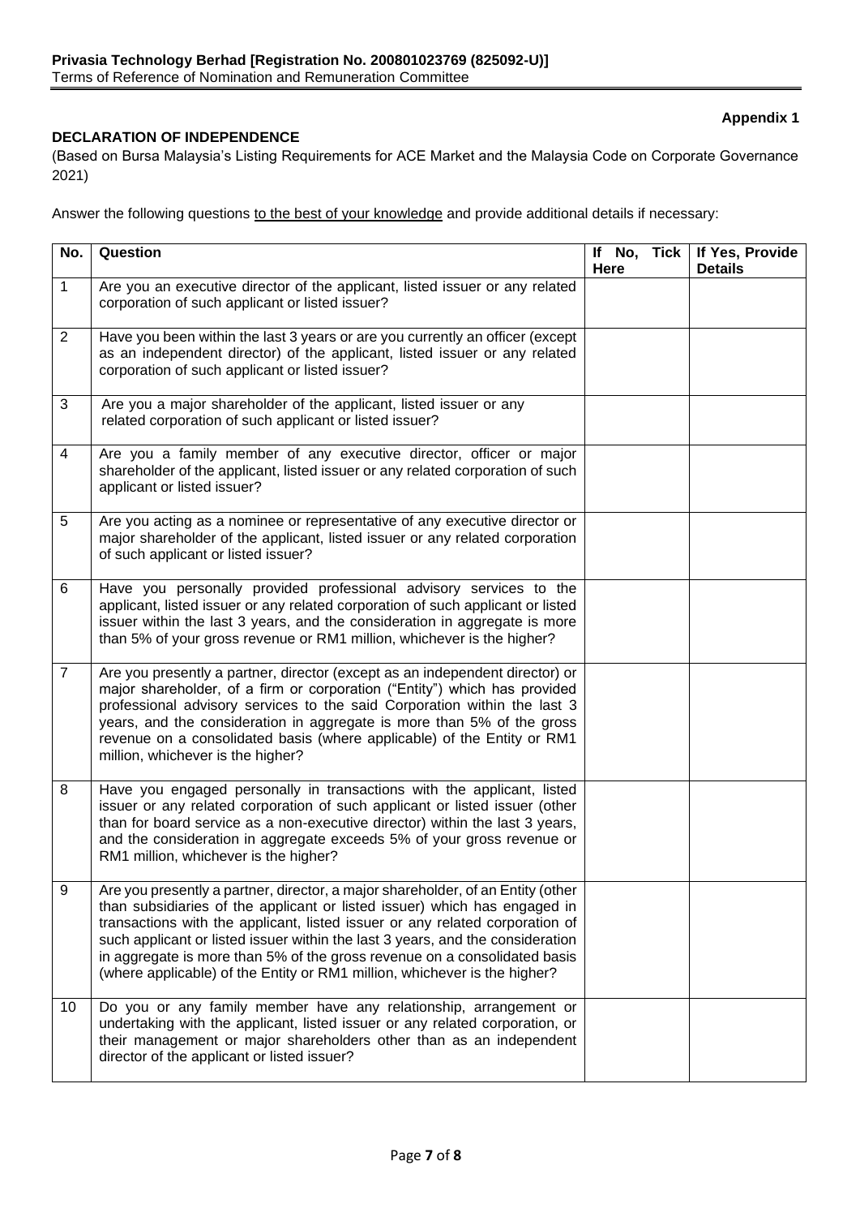**Appendix 1**

**DECLARATION OF INDEPENDENCE**

(Based on Bursa Malaysia's Listing Requirements for ACE Market and the Malaysia Code on Corporate Governance 2021)

Answer the following questions to the best of your knowledge and provide additional details if necessary:

| No. | Question | If No, Tick Here | If Yes, Provide Details |
|---|---|---|---|
| 1 | Are you an executive director of the applicant, listed issuer or any related corporation of such applicant or listed issuer? | | |
| 2 | Have you been within the last 3 years or are you currently an officer (except as an independent director) of the applicant, listed issuer or any related corporation of such applicant or listed issuer? | | |
| 3 | Are you a major shareholder of the applicant, listed issuer or any related corporation of such applicant or listed issuer? | | |
| 4 | Are you a family member of any executive director, officer or major shareholder of the applicant, listed issuer or any related corporation of such applicant or listed issuer? | | |
| 5 | Are you acting as a nominee or representative of any executive director or major shareholder of the applicant, listed issuer or any related corporation of such applicant or listed issuer? | | |
| 6 | Have you personally provided professional advisory services to the applicant, listed issuer or any related corporation of such applicant or listed issuer within the last 3 years, and the consideration in aggregate is more than 5% of your gross revenue or RM1 million, whichever is the higher? | | |
| 7 | Are you presently a partner, director (except as an independent director) or major shareholder, of a firm or corporation ("Entity") which has provided professional advisory services to the said Corporation within the last 3 years, and the consideration in aggregate is more than 5% of the gross revenue on a consolidated basis (where applicable) of the Entity or RM1 million, whichever is the higher? | | |
| 8 | Have you engaged personally in transactions with the applicant, listed issuer or any related corporation of such applicant or listed issuer (other than for board service as a non-executive director) within the last 3 years, and the consideration in aggregate exceeds 5% of your gross revenue or RM1 million, whichever is the higher? | | |
| 9 | Are you presently a partner, director, a major shareholder, of an Entity (other than subsidiaries of the applicant or listed issuer) which has engaged in transactions with the applicant, listed issuer or any related corporation of such applicant or listed issuer within the last 3 years, and the consideration in aggregate is more than 5% of the gross revenue on a consolidated basis (where applicable) of the Entity or RM1 million, whichever is the higher? | | |
| 10 | Do you or any family member have any relationship, arrangement or undertaking with the applicant, listed issuer or any related corporation, or their management or major shareholders other than as an independent director of the applicant or listed issuer? | | |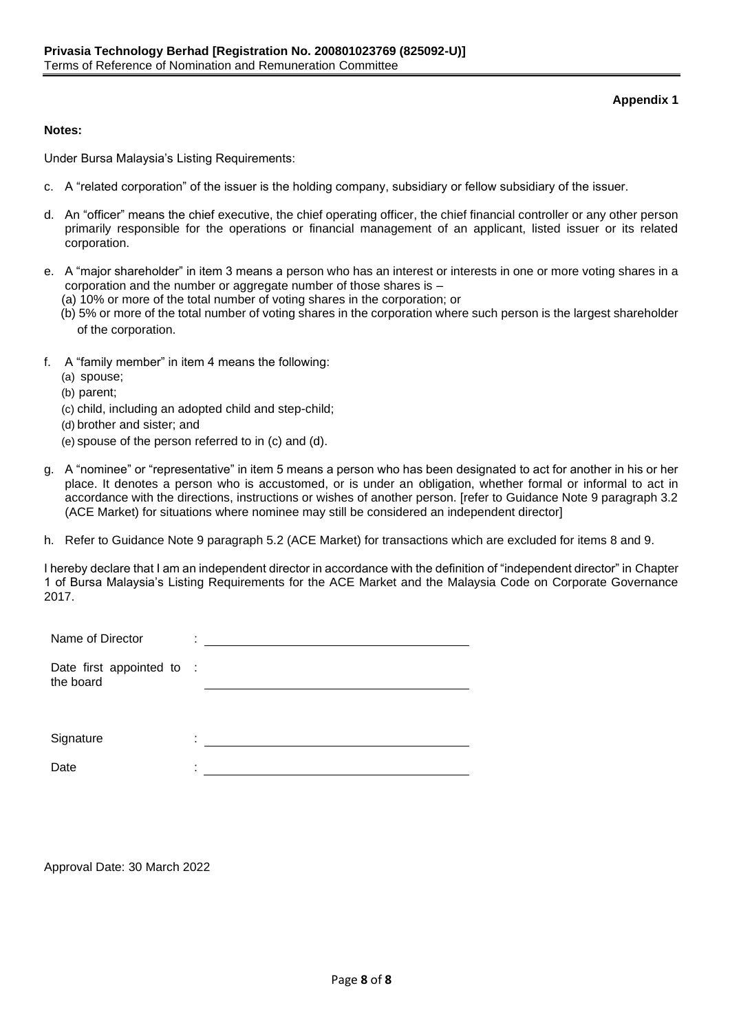**Appendix 1**

**Notes:**

Under Bursa Malaysia's Listing Requirements:

c. A "related corporation" of the issuer is the holding company, subsidiary or fellow subsidiary of the issuer.

d. An "officer" means the chief executive, the chief operating officer, the chief financial controller or any other person primarily responsible for the operations or financial management of an applicant, listed issuer or its related corporation.

e. A "major shareholder" in item 3 means a person who has an interest or interests in one or more voting shares in a corporation and the number or aggregate number of those shares is –
   (a) 10% or more of the total number of voting shares in the corporation; or
   (b) 5% or more of the total number of voting shares in the corporation where such person is the largest shareholder of the corporation.

f. A "family member" in item 4 means the following:
   (a) spouse;
   (b) parent;
   (c) child, including an adopted child and step-child;
   (d) brother and sister; and
   (e) spouse of the person referred to in (c) and (d).

g. A "nominee" or "representative" in item 5 means a person who has been designated to act for another in his or her place. It denotes a person who is accustomed, or is under an obligation, whether formal or informal to act in accordance with the directions, instructions or wishes of another person. [refer to Guidance Note 9 paragraph 3.2 (ACE Market) for situations where nominee may still be considered an independent director]

h. Refer to Guidance Note 9 paragraph 5.2 (ACE Market) for transactions which are excluded for items 8 and 9.

I hereby declare that I am an independent director in accordance with the definition of "independent director" in Chapter 1 of Bursa Malaysia's Listing Requirements for the ACE Market and the Malaysia Code on Corporate Governance 2017.

Name of Director : ______________________________

Date first appointed to the board : ______________________________

Signature : ______________________________

Date : ______________________________

Approval Date: 30 March 2022